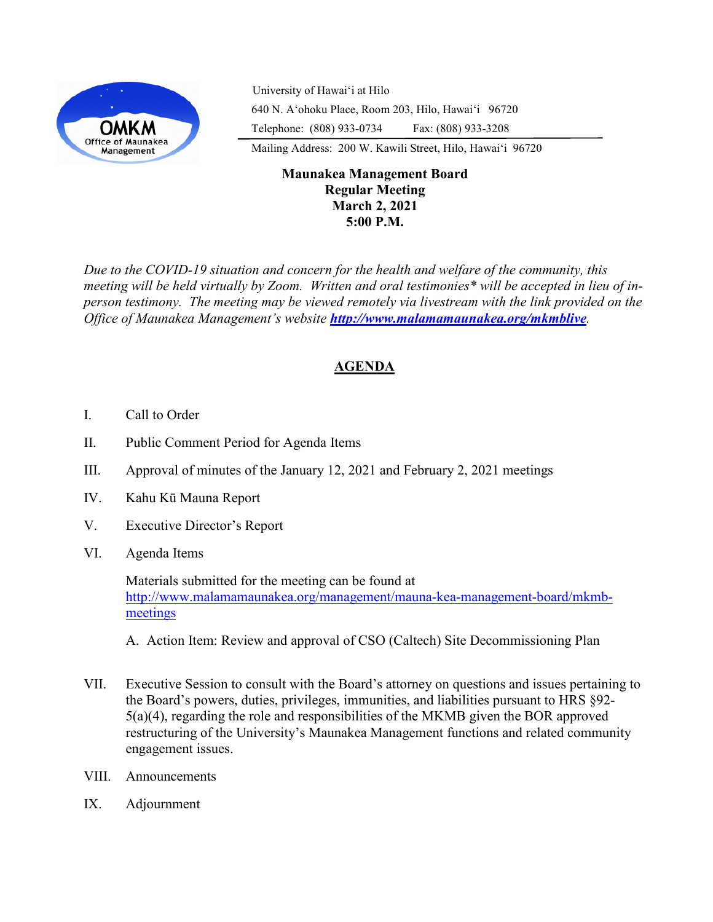OMKM
Office of Maunakea Management

University of Hawaiʻi at Hilo
640 N. Aʻohoku Place, Room 203, Hilo, Hawaiʻi 96720
Telephone: (808) 933-0734 Fax: (808) 933-3208
Mailing Address: 200 W. Kawili Street, Hilo, Hawaiʻi 96720

**Maunakea Management Board**
**Regular Meeting**
**March 2, 2021**
**5:00 P.M.**

*Due to the COVID-19 situation and concern for the health and welfare of the community, this meeting will be held virtually by Zoom. Written and oral testimonies* will be accepted in lieu of in-person testimony. The meeting may be viewed remotely via livestream with the link provided on the Office of Maunakea Management's website* ***http://www.malamamaunakea.org/mkmblive****.*

## AGENDA

I. Call to Order

II. Public Comment Period for Agenda Items

III. Approval of minutes of the January 12, 2021 and February 2, 2021 meetings

IV. Kahu Kū Mauna Report

V. Executive Director's Report

VI. Agenda Items

Materials submitted for the meeting can be found at http://www.malamamaunakea.org/management/mauna-kea-management-board/mkmb-meetings

A. Action Item: Review and approval of CSO (Caltech) Site Decommissioning Plan

VII. Executive Session to consult with the Board's attorney on questions and issues pertaining to the Board's powers, duties, privileges, immunities, and liabilities pursuant to HRS §92-5(a)(4), regarding the role and responsibilities of the MKMB given the BOR approved restructuring of the University's Maunakea Management functions and related community engagement issues.

VIII. Announcements

IX. Adjournment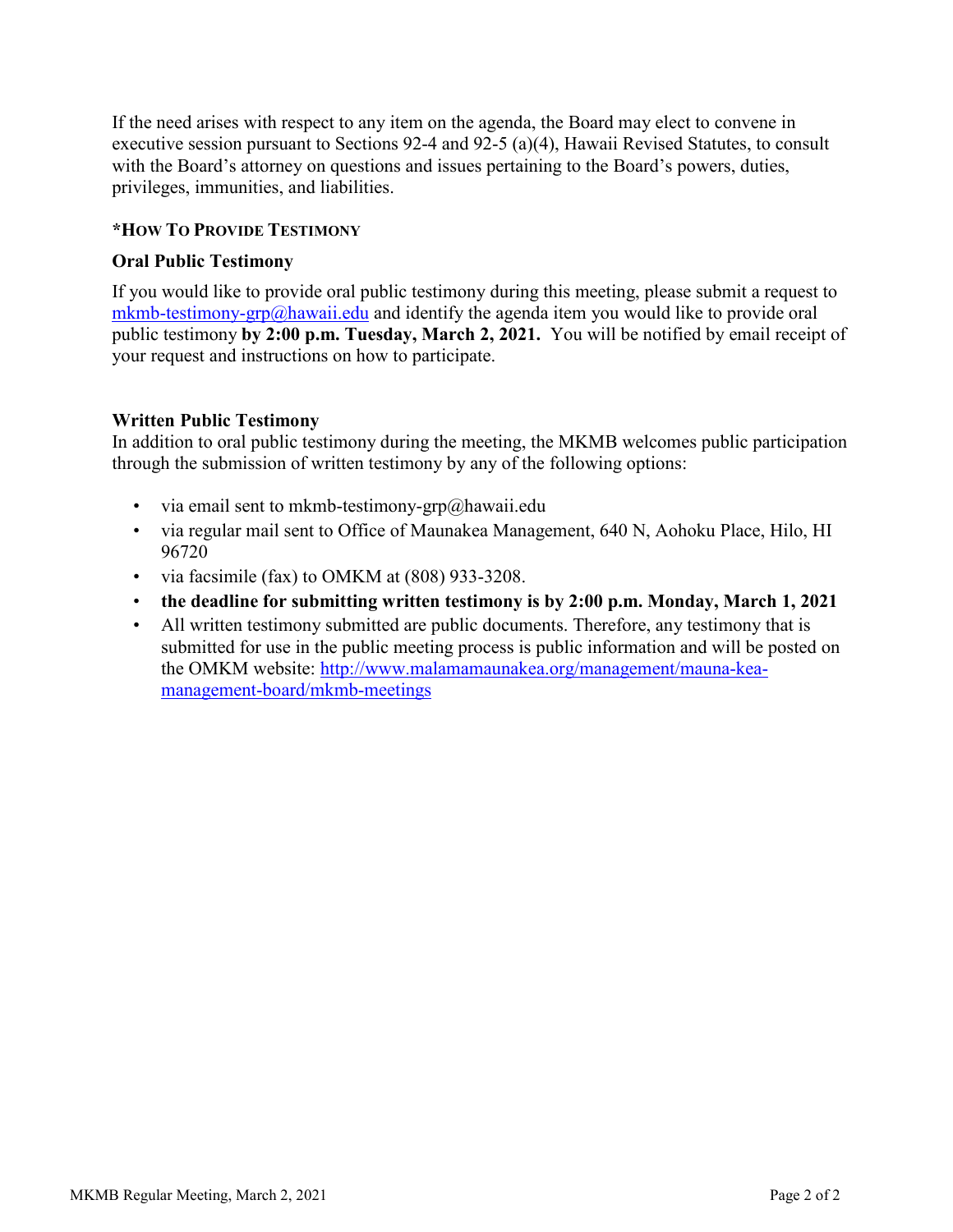If the need arises with respect to any item on the agenda, the Board may elect to convene in executive session pursuant to Sections 92-4 and 92-5 (a)(4), Hawaii Revised Statutes, to consult with the Board's attorney on questions and issues pertaining to the Board's powers, duties, privileges, immunities, and liabilities.

### *HOW TO PROVIDE TESTIMONY

#### Oral Public Testimony

If you would like to provide oral public testimony during this meeting, please submit a request to mkmb-testimony-grp@hawaii.edu and identify the agenda item you would like to provide oral public testimony **by 2:00 p.m. Tuesday, March 2, 2021.** You will be notified by email receipt of your request and instructions on how to participate.

#### Written Public Testimony

In addition to oral public testimony during the meeting, the MKMB welcomes public participation through the submission of written testimony by any of the following options:

- via email sent to mkmb-testimony-grp@hawaii.edu
- via regular mail sent to Office of Maunakea Management, 640 N, Aohoku Place, Hilo, HI 96720
- via facsimile (fax) to OMKM at (808) 933-3208.
- **the deadline for submitting written testimony is by 2:00 p.m. Monday, March 1, 2021**
- All written testimony submitted are public documents. Therefore, any testimony that is submitted for use in the public meeting process is public information and will be posted on the OMKM website: http://www.malamamaunakea.org/management/mauna-kea-management-board/mkmb-meetings